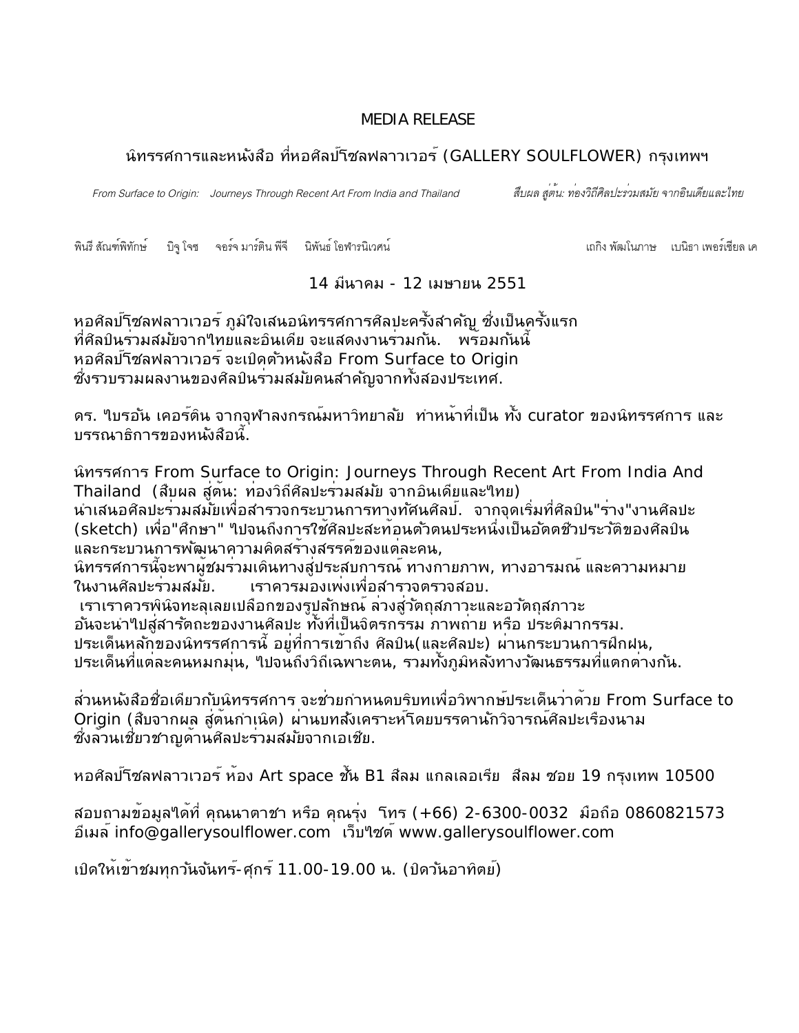MEDIA RELEASE

## นิทรรศการและหนังสือ ที่หอศิลป์โซลฟลาวเวอร์ (GALLERY SOULFLOWER) กรุงเทพฯ

*From Surface to Origin: Journeys Through Recent Art From India and Thailand* *สืบผล สู่ต้น: ท่องวิถีศิลปะร่วมสมัย จากอินเดียและไทย*

พินรี สัณฑ์พิทักษ์ บิจู โจซ จอร์จ มาร์ติน พีจี นิพันธ์ โอฬารนิเวศน์ เถกิง พัฒโนภาษ เบนิธา เพอร์เซียล เค

14 มีนาคม - 12 เมษายน 2551

หอศิลป์โซลฟลาวเวอร์ ภูมิใจเสนอนิทรรศการศิลปะครั้งสำคัญ ซึ่งเป็นครั้งแรก ที่ศิลปินร่วมสมัยจากไทยและอินเดีย จะแสดงงานร่วมกัน. พร้อมกันนี้ หอศิลป์โซลฟลาวเวอร์ จะเปิดตัวหนังสือ From Surface to Origin ซึ่งรวบรวมผลงานของศิลปินร่วมสมัยคนสำคัญจากทั้งสองประเทศ.

ดร. ไบรอัน เคอร์ติน จากจุฬาลงกรณ์มหาวิทยาลัย ทำหน้าที่เป็น ทั้ง curator ของนิทรรศการ และ บรรณาธิการของหนังสือนี้.

นิทรรศการ From Surface to Origin: Journeys Through Recent Art From India And Thailand (สืบผล สู่ต้น: ท่องวิถีศิลปะร่วมสมัย จากอินเดียและไทย) นำเสนอศิลปะร่วมสมัยเพื่อสำรวจกระบวนการทางทัศนศิลป์. จากจุดเริ่มที่ศิลปิน"ร่าง"งานศิลปะ (sketch) เพื่อ"ศึกษา" ไปจนถึงการใช้ศิลปะสะท้อนตัวตนประหนึ่งเป็นอัตตชีวประวัติของศิลปิน และกระบวนการพัฒนาความคิดสร้างสรรค์ของแต่ละคน, นิทรรศการนี้จะพาผู้ชมร่วมเดินทางสู่ประสบการณ์ ทางกายภาพ, ทางอารมณ์ และความหมาย ในงานศิลปะร่วมสมัย. เราควรมองเพ่งเพื่อสำรวจตรวจสอบ.
เราเราควรพินิจทะลุเลยเปลือกของรูปลักษณ์ ล่วงสู่วัตถุสภาวะและอวัตถุสภาวะ อันจะนำไปสู่สารัตถะของงานศิลปะ ทั้งที่เป็นจิตรกรรม ภาพถ่าย หรือ ประติมากรรม. ประเด็นหลักของนิทรรศการนี้ อยู่ที่การเข้าถึง ศิลปิน(และศิลปะ) ผ่านกระบวนการฝึกฝน, ประเด็นที่แต่ละคนหมกมุ่น, ไปจนถึงวิถีเฉพาะตน, รวมทั้งภูมิหลังทางวัฒนธรรมที่แตกต่างกัน.

ส่วนหนังสือชื่อเดียวกับนิทรรศการ จะช่วยกำหนดบริบทเพื่อวิพากษ์ประเด็นว่าด้วย From Surface to Origin (สืบจากผล สู่ต้นกำเนิด) ผ่านบทสังเคราะห์โดยบรรดานักวิจารณ์ศิลปะเรืองนาม ซึ่งล้วนเชี่ยวชาญด้านศิลปะร่วมสมัยจากเอเชีย.

หอศิลป์โซลฟลาวเวอร์ ห้อง Art space ชั้น B1 สีลม แกลเลอเรีย สีลม ซอย 19 กรุงเทพ 10500

สอบถามข้อมูลได้ที่ คุณนาตาชา หรือ คุณรุ่ง โทร (+66) 2-6300-0032 มือถือ 0860821573
อีเมล์ info@gallerysoulflower.com เว็บไซต์ www.gallerysoulflower.com

เปิดให้เข้าชมทุกวันจันทร์-ศุกร์ 11.00-19.00 น. (ปิดวันอาทิตย์)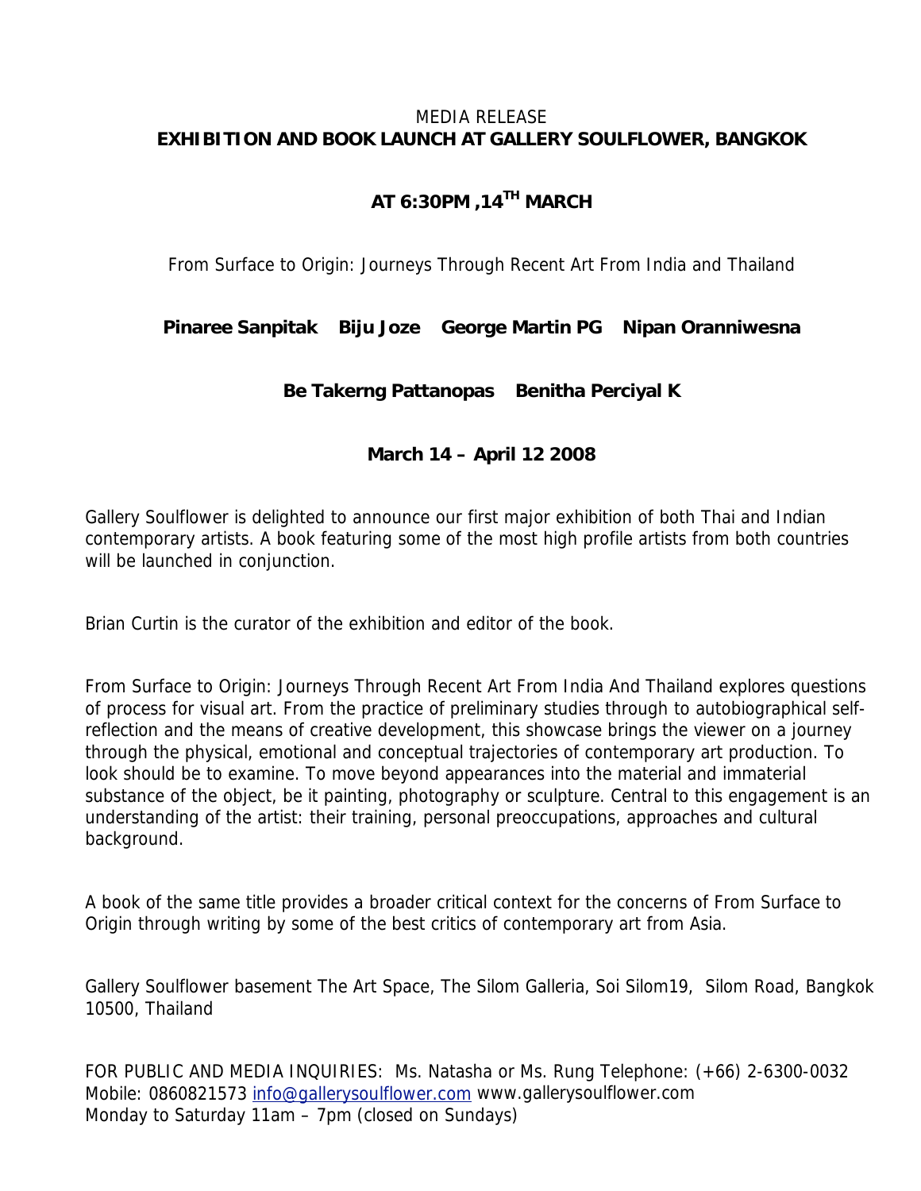MEDIA RELEASE

# EXHIBITION AND BOOK LAUNCH AT GALLERY SOULFLOWER, BANGKOK

## AT 6:30PM ,14TH MARCH

From Surface to Origin: Journeys Through Recent Art From India and Thailand

**Pinaree Sanpitak Biju Joze George Martin PG Nipan Oranniwesna**

**Be Takerng Pattanopas Benitha Perciyal K**

**March 14 – April 12 2008**

Gallery Soulflower is delighted to announce our first major exhibition of both Thai and Indian contemporary artists. A book featuring some of the most high profile artists from both countries will be launched in conjunction.

Brian Curtin is the curator of the exhibition and editor of the book.

From Surface to Origin: Journeys Through Recent Art From India And Thailand explores questions of process for visual art. From the practice of preliminary studies through to autobiographical self-reflection and the means of creative development, this showcase brings the viewer on a journey through the physical, emotional and conceptual trajectories of contemporary art production. To look should be to examine. To move beyond appearances into the material and immaterial substance of the object, be it painting, photography or sculpture. Central to this engagement is an understanding of the artist: their training, personal preoccupations, approaches and cultural background.

A book of the same title provides a broader critical context for the concerns of From Surface to Origin through writing by some of the best critics of contemporary art from Asia.

Gallery Soulflower basement The Art Space, The Silom Galleria, Soi Silom19, Silom Road, Bangkok 10500, Thailand

FOR PUBLIC AND MEDIA INQUIRIES: Ms. Natasha or Ms. Rung Telephone: (+66) 2-6300-0032
Mobile: 0860821573 info@gallerysoulflower.com www.gallerysoulflower.com
Monday to Saturday 11am – 7pm (closed on Sundays)